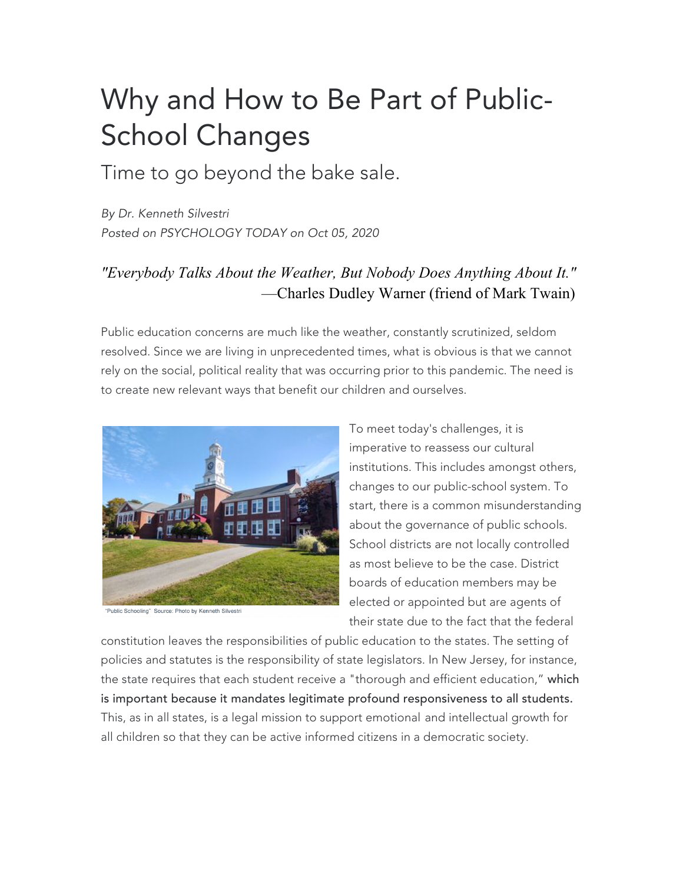# Why and How to Be Part of Public-School Changes

## Time to go beyond the bake sale.

*By Dr. Kenneth Silvestri*
*Posted on PSYCHOLOGY TODAY on Oct 05, 2020*

*"Everybody Talks About the Weather, But Nobody Does Anything About It."*
—Charles Dudley Warner (friend of Mark Twain)

Public education concerns are much like the weather, constantly scrutinized, seldom resolved. Since we are living in unprecedented times, what is obvious is that we cannot rely on the social, political reality that was occurring prior to this pandemic. The need is to create new relevant ways that benefit our children and ourselves.

"Public Schooling" Source: Photo by Kenneth Silvestri

To meet today's challenges, it is imperative to reassess our cultural institutions. This includes amongst others, changes to our public-school system. To start, there is a common misunderstanding about the governance of public schools. School districts are not locally controlled as most believe to be the case. District boards of education members may be elected or appointed but are agents of their state due to the fact that the federal constitution leaves the responsibilities of public education to the states. The setting of policies and statutes is the responsibility of state legislators. In New Jersey, for instance, the state requires that each student receive a "thorough and efficient education," which is important because it mandates legitimate profound responsiveness to all students. This, as in all states, is a legal mission to support emotional and intellectual growth for all children so that they can be active informed citizens in a democratic society.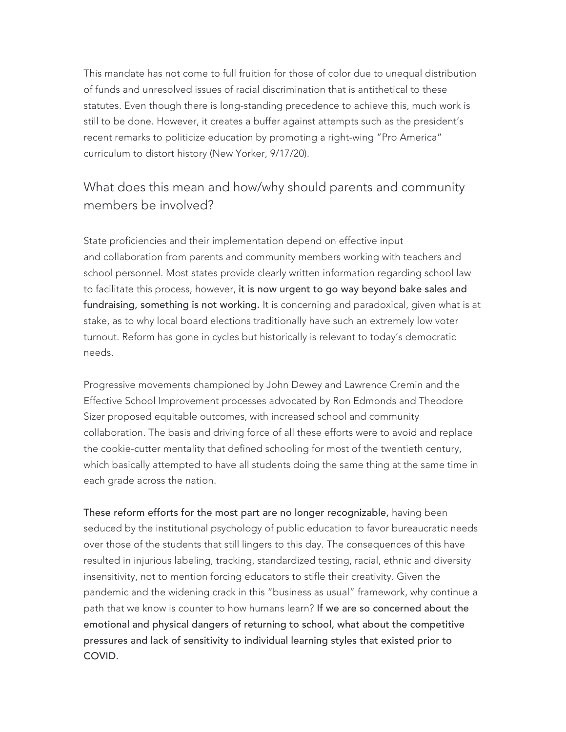This mandate has not come to full fruition for those of color due to unequal distribution of funds and unresolved issues of racial discrimination that is antithetical to these statutes. Even though there is long-standing precedence to achieve this, much work is still to be done. However, it creates a buffer against attempts such as the president's recent remarks to politicize education by promoting a right-wing "Pro America" curriculum to distort history (New Yorker, 9/17/20).

## What does this mean and how/why should parents and community members be involved?

State proficiencies and their implementation depend on effective input and collaboration from parents and community members working with teachers and school personnel. Most states provide clearly written information regarding school law to facilitate this process, however, **it is now urgent to go way beyond bake sales and fundraising, something is not working.** It is concerning and paradoxical, given what is at stake, as to why local board elections traditionally have such an extremely low voter turnout. Reform has gone in cycles but historically is relevant to today's democratic needs.

Progressive movements championed by John Dewey and Lawrence Cremin and the Effective School Improvement processes advocated by Ron Edmonds and Theodore Sizer proposed equitable outcomes, with increased school and community collaboration. The basis and driving force of all these efforts were to avoid and replace the cookie-cutter mentality that defined schooling for most of the twentieth century, which basically attempted to have all students doing the same thing at the same time in each grade across the nation.

**These reform efforts for the most part are no longer recognizable,** having been seduced by the institutional psychology of public education to favor bureaucratic needs over those of the students that still lingers to this day. The consequences of this have resulted in injurious labeling, tracking, standardized testing, racial, ethnic and diversity insensitivity, not to mention forcing educators to stifle their creativity. Given the pandemic and the widening crack in this "business as usual" framework, why continue a path that we know is counter to how humans learn? **If we are so concerned about the emotional and physical dangers of returning to school, what about the competitive pressures and lack of sensitivity to individual learning styles that existed prior to COVID.**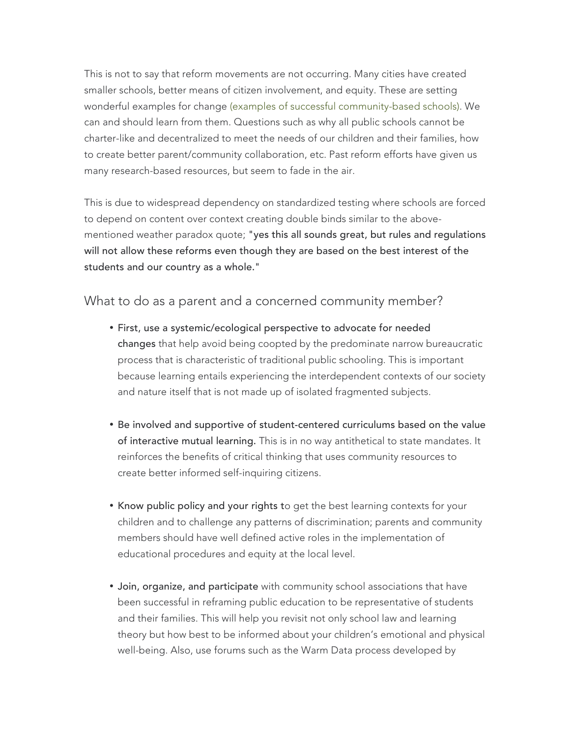This is not to say that reform movements are not occurring. Many cities have created smaller schools, better means of citizen involvement, and equity. These are setting wonderful examples for change (examples of successful community-based schools). We can and should learn from them. Questions such as why all public schools cannot be charter-like and decentralized to meet the needs of our children and their families, how to create better parent/community collaboration, etc. Past reform efforts have given us many research-based resources, but seem to fade in the air.

This is due to widespread dependency on standardized testing where schools are forced to depend on content over context creating double binds similar to the above-mentioned weather paradox quote; **"yes this all sounds great, but rules and regulations will not allow these reforms even though they are based on the best interest of the students and our country as a whole."**

## What to do as a parent and a concerned community member?

- **First, use a systemic/ecological perspective to advocate for needed changes** that help avoid being coopted by the predominate narrow bureaucratic process that is characteristic of traditional public schooling. This is important because learning entails experiencing the interdependent contexts of our society and nature itself that is not made up of isolated fragmented subjects.

- **Be involved and supportive of student-centered curriculums based on the value of interactive mutual learning.** This is in no way antithetical to state mandates. It reinforces the benefits of critical thinking that uses community resources to create better informed self-inquiring citizens.

- **Know public policy and your rights t**o get the best learning contexts for your children and to challenge any patterns of discrimination; parents and community members should have well defined active roles in the implementation of educational procedures and equity at the local level.

- **Join, organize, and participate** with community school associations that have been successful in reframing public education to be representative of students and their families. This will help you revisit not only school law and learning theory but how best to be informed about your children's emotional and physical well-being. Also, use forums such as the Warm Data process developed by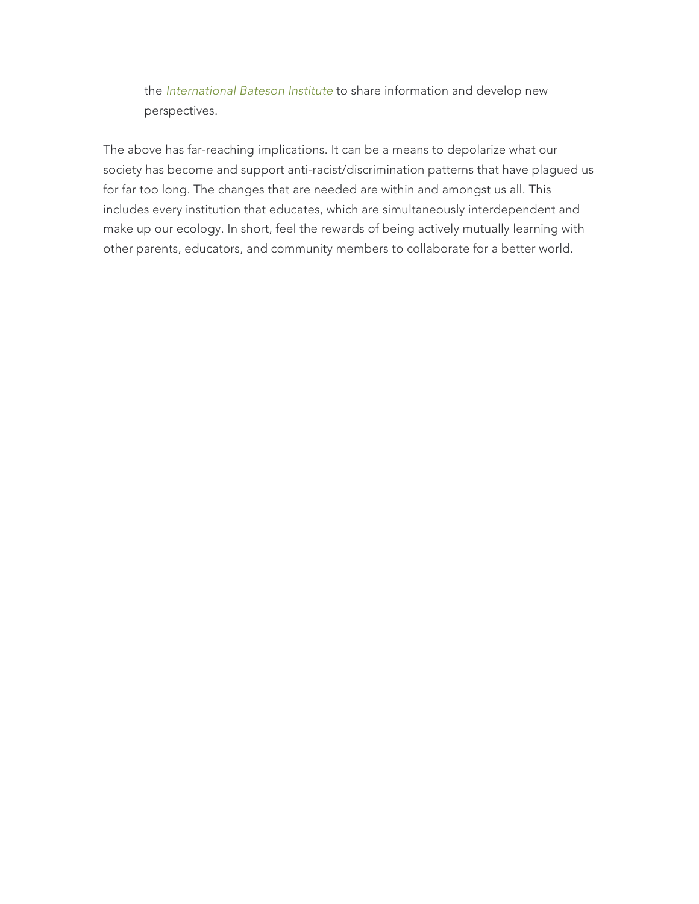the *International Bateson Institute* to share information and develop new perspectives.

The above has far-reaching implications. It can be a means to depolarize what our society has become and support anti-racist/discrimination patterns that have plagued us for far too long. The changes that are needed are within and amongst us all. This includes every institution that educates, which are simultaneously interdependent and make up our ecology. In short, feel the rewards of being actively mutually learning with other parents, educators, and community members to collaborate for a better world.